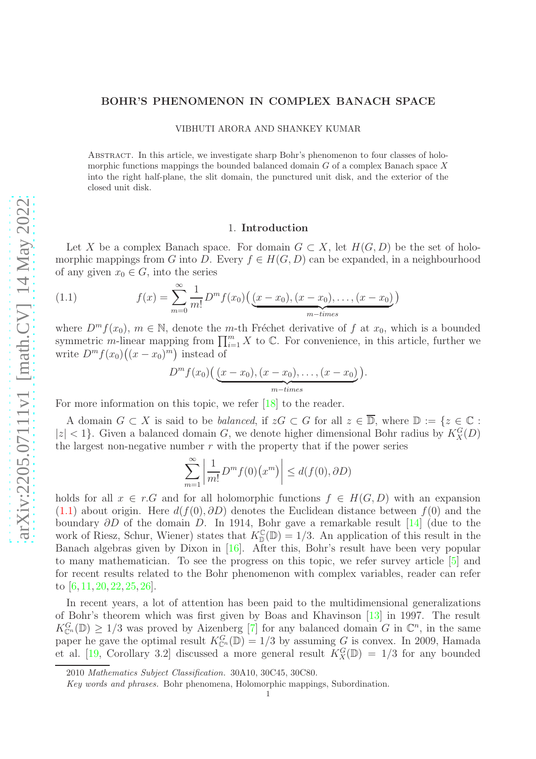# BOHR'S PHENOMENON IN COMPLEX BANACH SPACE

VIBHUTI ARORA AND SHANKEY KUMAR

Abstract. In this article, we investigate sharp Bohr's phenomenon to four classes of holomorphic functions mappings the bounded balanced domain $G$ of a complex Banach space $X$ into the right half-plane, the slit domain, the punctured unit disk, and the exterior of the closed unit disk.

## 1. Introduction

Let $X$ be a complex Banach space. For domain $G \subset X$, let $H(G, D)$ be the set of holomorphic mappings from $G$ into $D$. Every $f \in H(G, D)$ can be expanded, in a neighbourhood of any given $x_0 \in G$, into the series

$$f(x) = \sum_{m=0}^{\infty} \frac{1}{m!} D^m f(x_0)\big(\underbrace{(x - x_0), (x - x_0), \ldots, (x - x_0)}_{m-times}\big) \tag{1.1}$$

where $D^m f(x_0)$, $m \in \mathbb{N}$, denote the $m$-th Fréchet derivative of $f$ at $x_0$, which is a bounded symmetric $m$-linear mapping from $\prod_{i=1}^{m} X$ to $\mathbb{C}$. For convenience, in this article, further we write $D^m f(x_0)\big((x - x_0)^m\big)$ instead of

$$D^m f(x_0)\big(\underbrace{(x - x_0), (x - x_0), \ldots, (x - x_0)}_{m-times}\big).$$

For more information on this topic, we refer [18] to the reader.

A domain $G \subset X$ is said to be *balanced*, if $zG \subset G$ for all $z \in \overline{\mathbb{D}}$, where $\mathbb{D} := \{z \in \mathbb{C} : |z| < 1\}$. Given a balanced domain $G$, we denote higher dimensional Bohr radius by $K_X^G(D)$ the largest non-negative number $r$ with the property that if the power series

$$\sum_{m=1}^{\infty} \left| \frac{1}{m!} D^m f(0)\big(x^m\big) \right| \leq d(f(0), \partial D)$$

holds for all $x \in r.G$ and for all holomorphic functions $f \in H(G, D)$ with an expansion (1.1) about origin. Here $d(f(0), \partial D)$ denotes the Euclidean distance between $f(0)$ and the boundary $\partial D$ of the domain $D$. In 1914, Bohr gave a remarkable result [14] (due to the work of Riesz, Schur, Wiener) states that $K_{\mathbb{D}}^{\mathbb{C}}(\mathbb{D}) = 1/3$. An application of this result in the Banach algebras given by Dixon in [16]. After this, Bohr's result have been very popular to many mathematician. To see the progress on this topic, we refer survey article [5] and for recent results related to the Bohr phenomenon with complex variables, reader can refer to [6, 11, 20, 22, 25, 26].

In recent years, a lot of attention has been paid to the multidimensional generalizations of Bohr's theorem which was first given by Boas and Khavinson [13] in 1997. The result $K_{\mathbb{C}^n}^G(\mathbb{D}) \geq 1/3$ was proved by Aizenberg [7] for any balanced domain $G$ in $\mathbb{C}^n$, in the same paper he gave the optimal result $K_{\mathbb{C}^n}^G(\mathbb{D}) = 1/3$ by assuming $G$ is convex. In 2009, Hamada et al. [19, Corollary 3.2] discussed a more general result $K_X^G(\mathbb{D}) = 1/3$ for any bounded

2010 *Mathematics Subject Classification.* 30A10, 30C45, 30C80.

*Key words and phrases.* Bohr phenomena, Holomorphic mappings, Subordination.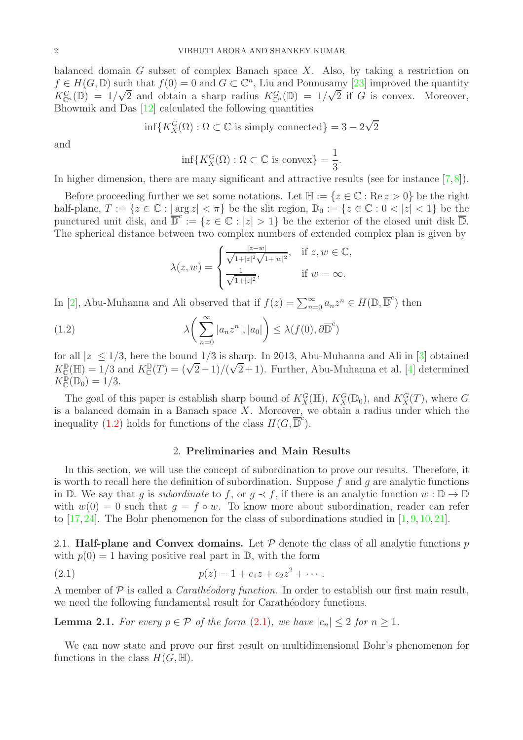balanced domain $G$ subset of complex Banach space $X$. Also, by taking a restriction on $f \in H(G, \mathbb{D})$ such that $f(0) = 0$ and $G \subset \mathbb{C}^n$, Liu and Ponnusamy [23] improved the quantity $K^G_{\mathbb{C}^n}(\mathbb{D}) = 1/\sqrt{2}$ and obtain a sharp radius $K^G_{\mathbb{C}^n}(\mathbb{D}) = 1/\sqrt{2}$ if $G$ is convex. Moreover, Bhowmik and Das [12] calculated the following quantities

$$\inf\{K^G_X(\Omega) : \Omega \subset \mathbb{C} \text{ is simply connected}\} = 3 - 2\sqrt{2}$$

and

$$\inf\{K^G_X(\Omega) : \Omega \subset \mathbb{C} \text{ is convex}\} = \frac{1}{3}.$$

In higher dimension, there are many significant and attractive results (see for instance [7,8]).

Before proceeding further we set some notations. Let $\mathbb{H} := \{z \in \mathbb{C} : \operatorname{Re} z > 0\}$ be the right half-plane, $T := \{z \in \mathbb{C} : |\arg z| < \pi\}$ be the slit region, $\mathbb{D}_0 := \{z \in \mathbb{C} : 0 < |z| < 1\}$ be the punctured unit disk, and $\overline{\mathbb{D}}^c := \{z \in \mathbb{C} : |z| > 1\}$ be the exterior of the closed unit disk $\overline{\mathbb{D}}$. The spherical distance between two complex numbers of extended complex plan is given by

$$\lambda(z, w) = \begin{cases} \frac{|z-w|}{\sqrt{1+|z|^2}\sqrt{1+|w|^2}}, & \text{if } z, w \in \mathbb{C}, \\ \frac{1}{\sqrt{1+|z|^2}}, & \text{if } w = \infty. \end{cases}$$

In [2], Abu-Muhanna and Ali observed that if $f(z) = \sum_{n=0}^{\infty} a_n z^n \in H(\mathbb{D}, \overline{\mathbb{D}}^c)$ then

$$\lambda\left( \sum_{n=0}^{\infty} |a_n z^n|, |a_0| \right) \leq \lambda(f(0), \partial \overline{\mathbb{D}}^c) \tag{1.2}$$

for all $|z| \leq 1/3$, here the bound $1/3$ is sharp. In 2013, Abu-Muhanna and Ali in [3] obtained $K^{\mathbb{D}}_{\mathbb{C}}(\mathbb{H}) = 1/3$ and $K^{\mathbb{D}}_{\mathbb{C}}(T) = (\sqrt{2}-1)/(\sqrt{2}+1)$. Further, Abu-Muhanna et al. [4] determined $K^{\mathbb{D}}_{\mathbb{C}}(\mathbb{D}_0) = 1/3$.

The goal of this paper is establish sharp bound of $K^G_X(\mathbb{H})$, $K^G_X(\mathbb{D}_0)$, and $K^G_X(T)$, where $G$ is a balanced domain in a Banach space $X$. Moreover, we obtain a radius under which the inequality (1.2) holds for functions of the class $H(G, \overline{\mathbb{D}}^c)$.

## 2. Preliminaries and Main Results

In this section, we will use the concept of subordination to prove our results. Therefore, it is worth to recall here the definition of subordination. Suppose $f$ and $g$ are analytic functions in $\mathbb{D}$. We say that $g$ is *subordinate* to $f$, or $g \prec f$, if there is an analytic function $w : \mathbb{D} \to \mathbb{D}$ with $w(0) = 0$ such that $g = f \circ w$. To know more about subordination, reader can refer to [17,24]. The Bohr phenomenon for the class of subordinations studied in [1,9,10,21].

2.1. **Half-plane and Convex domains.** Let $\mathcal{P}$ denote the class of all analytic functions $p$ with $p(0) = 1$ having positive real part in $\mathbb{D}$, with the form

$$p(z) = 1 + c_1 z + c_2 z^2 + \cdots. \tag{2.1}$$

A member of $\mathcal{P}$ is called a *Carathéodory function*. In order to establish our first main result, we need the following fundamental result for Carathéodory functions.

**Lemma 2.1.** *For every $p \in \mathcal{P}$ of the form (2.1), we have $|c_n| \leq 2$ for $n \geq 1$.*

We can now state and prove our first result on multidimensional Bohr's phenomenon for functions in the class $H(G, \mathbb{H})$.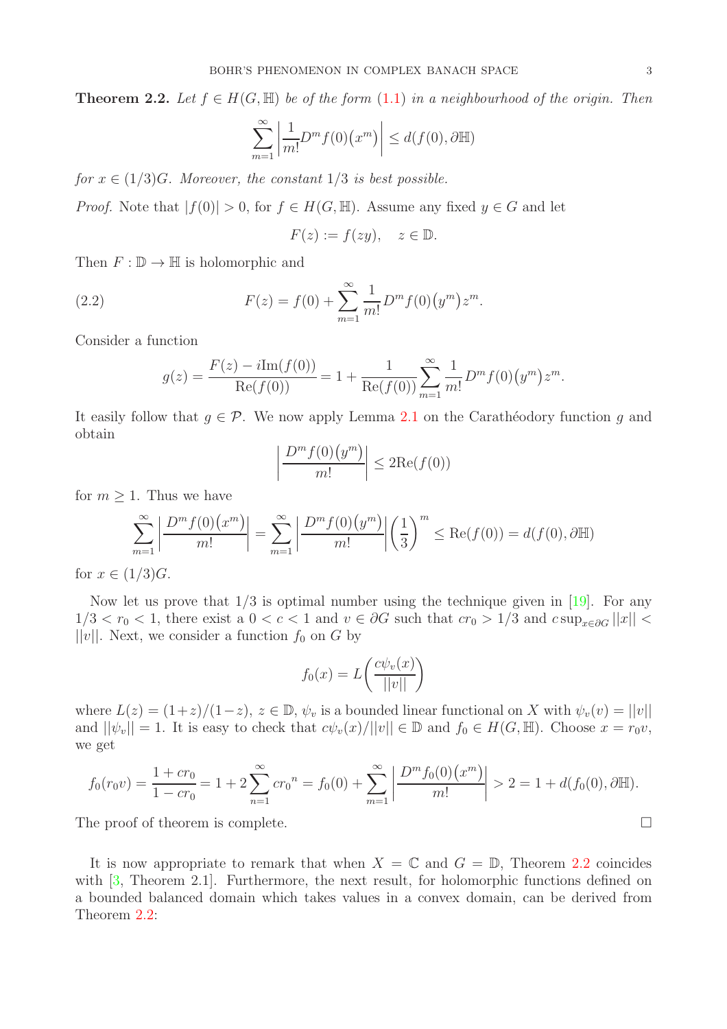**Theorem 2.2.** *Let $f \in H(G, \mathbb{H})$ be of the form (1.1) in a neighbourhood of the origin. Then*

$$\sum_{m=1}^{\infty} \left| \frac{1}{m!} D^m f(0)\big(x^m\big) \right| \leq d(f(0), \partial \mathbb{H})$$

*for $x \in (1/3)G$. Moreover, the constant $1/3$ is best possible.*

*Proof.* Note that $|f(0)| > 0$, for $f \in H(G, \mathbb{H})$. Assume any fixed $y \in G$ and let

$$F(z) := f(zy), \quad z \in \mathbb{D}.$$

Then $F : \mathbb{D} \to \mathbb{H}$ is holomorphic and

$$F(z) = f(0) + \sum_{m=1}^{\infty} \frac{1}{m!} D^m f(0)\big(y^m\big) z^m. \tag{2.2}$$

Consider a function

$$g(z) = \frac{F(z) - i\mathrm{Im}(f(0))}{\mathrm{Re}(f(0))} = 1 + \frac{1}{\mathrm{Re}(f(0))} \sum_{m=1}^{\infty} \frac{1}{m!} D^m f(0)\big(y^m\big) z^m.$$

It easily follow that $g \in \mathcal{P}$. We now apply Lemma 2.1 on the Carathéodory function $g$ and obtain

$$\left| \frac{D^m f(0)\big(y^m\big)}{m!} \right| \leq 2\mathrm{Re}(f(0))$$

for $m \geq 1$. Thus we have

$$\sum_{m=1}^{\infty} \left| \frac{D^m f(0)\big(x^m\big)}{m!} \right| = \sum_{m=1}^{\infty} \left| \frac{D^m f(0)\big(y^m\big)}{m!} \right| \left(\frac{1}{3}\right)^m \leq \mathrm{Re}(f(0)) = d(f(0), \partial \mathbb{H})$$

for $x \in (1/3)G$.

Now let us prove that $1/3$ is optimal number using the technique given in [19]. For any $1/3 < r_0 < 1$, there exist a $0 < c < 1$ and $v \in \partial G$ such that $cr_0 > 1/3$ and $c \sup_{x \in \partial G} ||x|| < ||v||$. Next, we consider a function $f_0$ on $G$ by

$$f_0(x) = L\left(\frac{c\psi_v(x)}{||v||}\right)$$

where $L(z) = (1+z)/(1-z)$, $z \in \mathbb{D}$, $\psi_v$ is a bounded linear functional on $X$ with $\psi_v(v) = ||v||$ and $||\psi_v|| = 1$. It is easy to check that $c\psi_v(x)/||v|| \in \mathbb{D}$ and $f_0 \in H(G, \mathbb{H})$. Choose $x = r_0 v$, we get

$$f_0(r_0 v) = \frac{1 + cr_0}{1 - cr_0} = 1 + 2\sum_{n=1}^{\infty} c{r_0}^n = f_0(0) + \sum_{m=1}^{\infty} \left| \frac{D^m f_0(0)\big(x^m\big)}{m!} \right| > 2 = 1 + d(f_0(0), \partial \mathbb{H}).$$

The proof of theorem is complete. $\square$

It is now appropriate to remark that when $X = \mathbb{C}$ and $G = \mathbb{D}$, Theorem 2.2 coincides with [3, Theorem 2.1]. Furthermore, the next result, for holomorphic functions defined on a bounded balanced domain which takes values in a convex domain, can be derived from Theorem 2.2: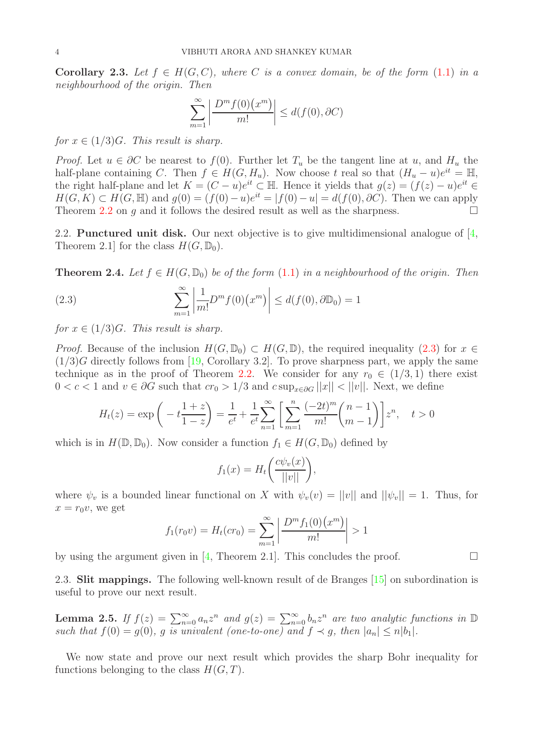**Corollary 2.3.** *Let $f \in H(G, C)$, where $C$ is a convex domain, be of the form (1.1) in a neighbourhood of the origin. Then*

$$\sum_{m=1}^{\infty} \left| \frac{D^m f(0)\big(x^m\big)}{m!} \right| \leq d(f(0), \partial C)$$

*for $x \in (1/3)G$. This result is sharp.*

*Proof.* Let $u \in \partial C$ be nearest to $f(0)$. Further let $T_u$ be the tangent line at $u$, and $H_u$ the half-plane containing $C$. Then $f \in H(G, H_u)$. Now choose $t$ real so that $(H_u - u)e^{it} = \mathbb{H}$, the right half-plane and let $K = (C - u)e^{it} \subset \mathbb{H}$. Hence it yields that $g(z) = (f(z) - u)e^{it} \in H(G, K) \subset H(G, \mathbb{H})$ and $g(0) = (f(0) - u)e^{it} = |f(0) - u| = d(f(0), \partial C)$. Then we can apply Theorem 2.2 on $g$ and it follows the desired result as well as the sharpness. $\square$

2.2. **Punctured unit disk.** Our next objective is to give multidimensional analogue of [4, Theorem 2.1] for the class $H(G, \mathbb{D}_0)$.

**Theorem 2.4.** *Let $f \in H(G, \mathbb{D}_0)$ be of the form (1.1) in a neighbourhood of the origin. Then*

$$\sum_{m=1}^{\infty} \left| \frac{1}{m!} D^m f(0)\big(x^m\big) \right| \leq d(f(0), \partial \mathbb{D}_0) = 1 \tag{2.3}$$

*for $x \in (1/3)G$. This result is sharp.*

*Proof.* Because of the inclusion $H(G, \mathbb{D}_0) \subset H(G, \mathbb{D})$, the required inequality (2.3) for $x \in (1/3)G$ directly follows from [19, Corollary 3.2]. To prove sharpness part, we apply the same technique as in the proof of Theorem 2.2. We consider for any $r_0 \in (1/3, 1)$ there exist $0 < c < 1$ and $v \in \partial G$ such that $cr_0 > 1/3$ and $c \sup_{x \in \partial G} ||x|| < ||v||$. Next, we define

$$H_t(z) = \exp\left( -t \frac{1+z}{1-z} \right) = \frac{1}{e^t} + \frac{1}{e^t} \sum_{n=1}^{\infty} \left[ \sum_{m=1}^{n} \frac{(-2t)^m}{m!} \binom{n-1}{m-1} \right] z^n, \quad t > 0$$

which is in $H(\mathbb{D}, \mathbb{D}_0)$. Now consider a function $f_1 \in H(G, \mathbb{D}_0)$ defined by

$$f_1(x) = H_t\left( \frac{c\psi_v(x)}{||v||} \right),$$

where $\psi_v$ is a bounded linear functional on $X$ with $\psi_v(v) = ||v||$ and $||\psi_v|| = 1$. Thus, for $x = r_0 v$, we get

$$f_1(r_0 v) = H_t(cr_0) = \sum_{m=1}^{\infty} \left| \frac{D^m f_1(0)\big(x^m\big)}{m!} \right| > 1$$

by using the argument given in [4, Theorem 2.1]. This concludes the proof. $\square$

2.3. **Slit mappings.** The following well-known result of de Branges [15] on subordination is useful to prove our next result.

**Lemma 2.5.** *If $f(z) = \sum_{n=0}^{\infty} a_n z^n$ and $g(z) = \sum_{n=0}^{\infty} b_n z^n$ are two analytic functions in $\mathbb{D}$ such that $f(0) = g(0)$, $g$ is univalent (one-to-one) and $f \prec g$, then $|a_n| \leq n|b_1|$.*

We now state and prove our next result which provides the sharp Bohr inequality for functions belonging to the class $H(G, T)$.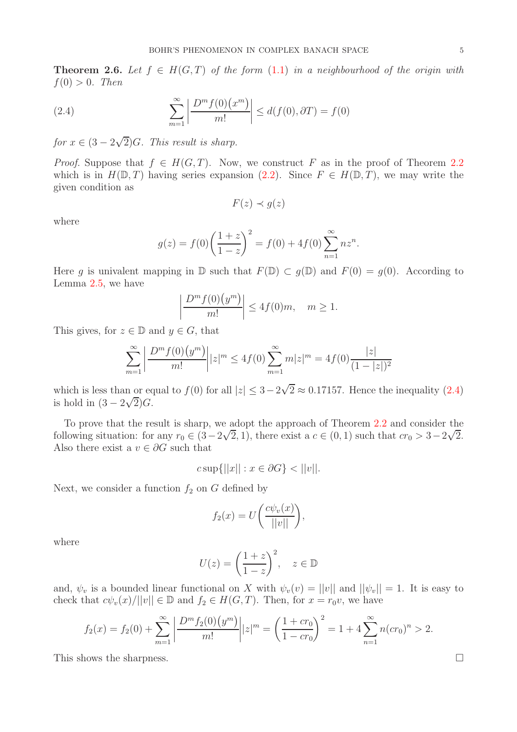**Theorem 2.6.** *Let $f \in H(G,T)$ of the form (1.1) in a neighbourhood of the origin with $f(0) > 0$. Then*

$$\sum_{m=1}^{\infty} \left| \frac{D^m f(0)\big(x^m\big)}{m!} \right| \leq d(f(0), \partial T) = f(0) \tag{2.4}$$

*for $x \in (3 - 2\sqrt{2})G$. This result is sharp.*

*Proof.* Suppose that $f \in H(G,T)$. Now, we construct $F$ as in the proof of Theorem 2.2 which is in $H(\mathbb{D}, T)$ having series expansion (2.2). Since $F \in H(\mathbb{D}, T)$, we may write the given condition as

$$F(z) \prec g(z)$$

where

$$g(z) = f(0)\left(\frac{1+z}{1-z}\right)^2 = f(0) + 4f(0)\sum_{n=1}^{\infty} nz^n.$$

Here $g$ is univalent mapping in $\mathbb{D}$ such that $F(\mathbb{D}) \subset g(\mathbb{D})$ and $F(0) = g(0)$. According to Lemma 2.5, we have

$$\left| \frac{D^m f(0)\big(y^m\big)}{m!} \right| \leq 4f(0)m, \quad m \geq 1.$$

This gives, for $z \in \mathbb{D}$ and $y \in G$, that

$$\sum_{m=1}^{\infty} \left| \frac{D^m f(0)\big(y^m\big)}{m!} \right| |z|^m \leq 4f(0)\sum_{m=1}^{\infty} m|z|^m = 4f(0)\frac{|z|}{(1-|z|)^2}$$

which is less than or equal to $f(0)$ for all $|z| \leq 3 - 2\sqrt{2} \approx 0.17157$. Hence the inequality (2.4) is hold in $(3-2\sqrt{2})G$.

To prove that the result is sharp, we adopt the approach of Theorem 2.2 and consider the following situation: for any $r_0 \in (3-2\sqrt{2}, 1)$, there exist a $c \in (0,1)$ such that $cr_0 > 3 - 2\sqrt{2}$. Also there exist a $v \in \partial G$ such that

$$c\sup\{||x|| : x \in \partial G\} < ||v||.$$

Next, we consider a function $f_2$ on $G$ defined by

$$f_2(x) = U\left(\frac{c\psi_v(x)}{||v||}\right),$$

where

$$U(z) = \left(\frac{1+z}{1-z}\right)^2, \quad z \in \mathbb{D}$$

and, $\psi_v$ is a bounded linear functional on $X$ with $\psi_v(v) = ||v||$ and $||\psi_v|| = 1$. It is easy to check that $c\psi_v(x)/||v|| \in \mathbb{D}$ and $f_2 \in H(G,T)$. Then, for $x = r_0 v$, we have

$$f_2(x) = f_2(0) + \sum_{m=1}^{\infty} \left| \frac{D^m f_2(0)\big(y^m\big)}{m!} \right| |z|^m = \left(\frac{1+cr_0}{1-cr_0}\right)^2 = 1 + 4\sum_{n=1}^{\infty} n(cr_0)^n > 2.$$

This shows the sharpness. $\square$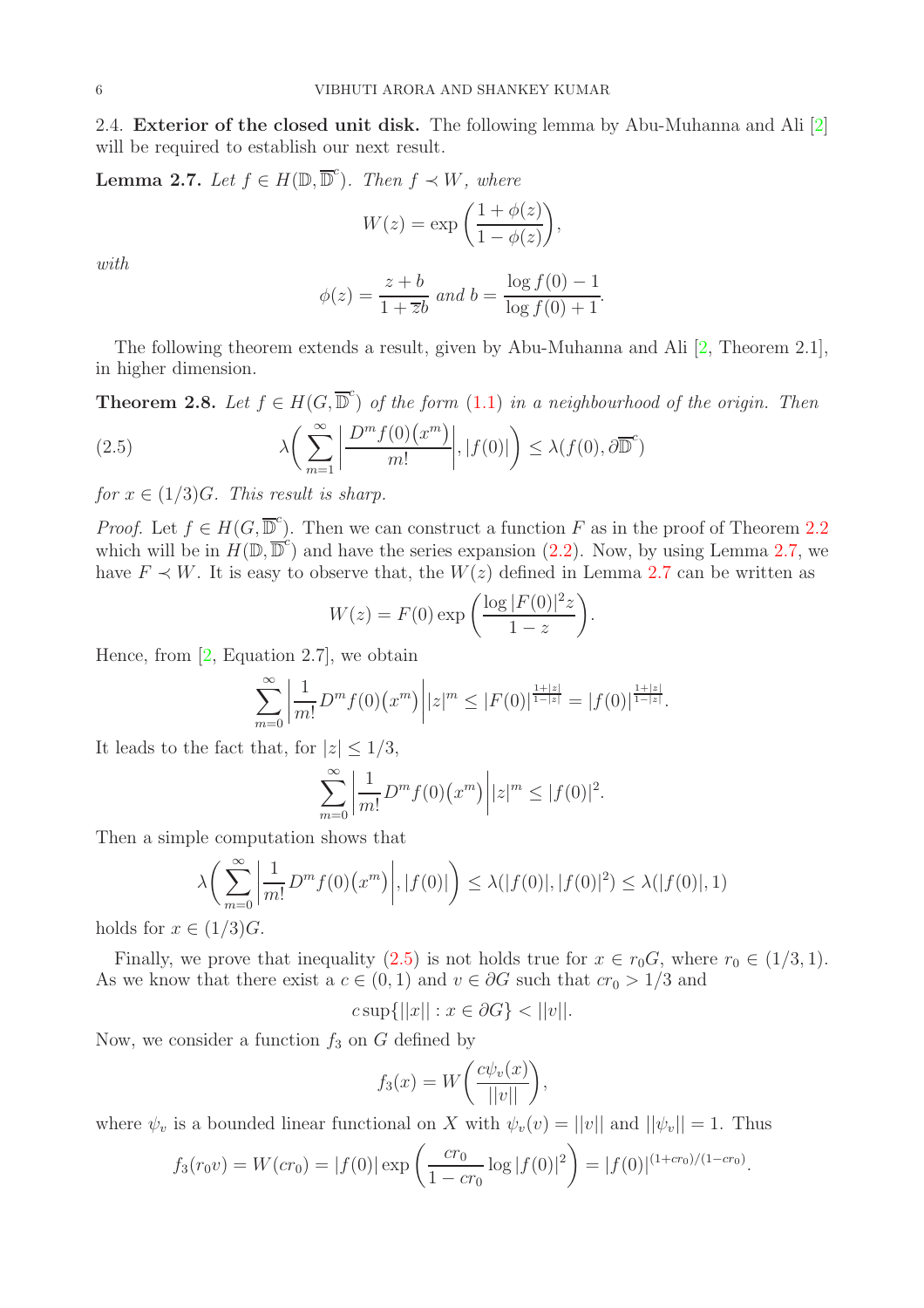2.4. **Exterior of the closed unit disk.** The following lemma by Abu-Muhanna and Ali [2] will be required to establish our next result.

**Lemma 2.7.** *Let $f \in H(\mathbb{D}, \overline{\mathbb{D}}^c)$. Then $f \prec W$, where*

$$W(z) = \exp\left(\frac{1+\phi(z)}{1-\phi(z)}\right),$$

*with*

$$\phi(z) = \frac{z+b}{1+\overline{z}b} \text{ and } b = \frac{\log f(0) - 1}{\log f(0) + 1}.$$

The following theorem extends a result, given by Abu-Muhanna and Ali [2, Theorem 2.1], in higher dimension.

**Theorem 2.8.** *Let $f \in H(G, \overline{\mathbb{D}}^c)$ of the form (1.1) in a neighbourhood of the origin. Then*

$$\lambda\bigg(\sum_{m=1}^{\infty}\left|\frac{D^m f(0)\big(x^m\big)}{m!}\right|, |f(0)|\bigg) \leq \lambda(f(0), \partial\overline{\mathbb{D}}^c) \tag{2.5}$$

*for $x \in (1/3)G$. This result is sharp.*

*Proof.* Let $f \in H(G, \overline{\mathbb{D}}^c)$. Then we can construct a function $F$ as in the proof of Theorem 2.2 which will be in $H(\mathbb{D}, \overline{\mathbb{D}}^c)$ and have the series expansion (2.2). Now, by using Lemma 2.7, we have $F \prec W$. It is easy to observe that, the $W(z)$ defined in Lemma 2.7 can be written as

$$W(z) = F(0)\exp\left(\frac{\log|F(0)|^2 z}{1-z}\right).$$

Hence, from [2, Equation 2.7], we obtain

$$\sum_{m=0}^{\infty}\left|\frac{1}{m!}D^m f(0)\big(x^m\big)\right||z|^m \leq |F(0)|^{\frac{1+|z|}{1-|z|}} = |f(0)|^{\frac{1+|z|}{1-|z|}}.$$

It leads to the fact that, for $|z| \leq 1/3$,

$$\sum_{m=0}^{\infty}\left|\frac{1}{m!}D^m f(0)\big(x^m\big)\right||z|^m \leq |f(0)|^2.$$

Then a simple computation shows that

$$\lambda\bigg(\sum_{m=0}^{\infty}\left|\frac{1}{m!}D^m f(0)\big(x^m\big)\right|, |f(0)|\bigg) \leq \lambda(|f(0)|, |f(0)|^2) \leq \lambda(|f(0)|, 1)$$

holds for $x \in (1/3)G$.

Finally, we prove that inequality (2.5) is not holds true for $x \in r_0 G$, where $r_0 \in (1/3, 1)$. As we know that there exist a $c \in (0,1)$ and $v \in \partial G$ such that $cr_0 > 1/3$ and

$$c\sup\{||x|| : x \in \partial G\} < ||v||.$$

Now, we consider a function $f_3$ on $G$ defined by

$$f_3(x) = W\bigg(\frac{c\psi_v(x)}{||v||}\bigg),$$

where $\psi_v$ is a bounded linear functional on $X$ with $\psi_v(v) = ||v||$ and $||\psi_v|| = 1$. Thus

$$f_3(r_0 v) = W(cr_0) = |f(0)|\exp\left(\frac{cr_0}{1-cr_0}\log|f(0)|^2\right) = |f(0)|^{(1+cr_0)/(1-cr_0)}.$$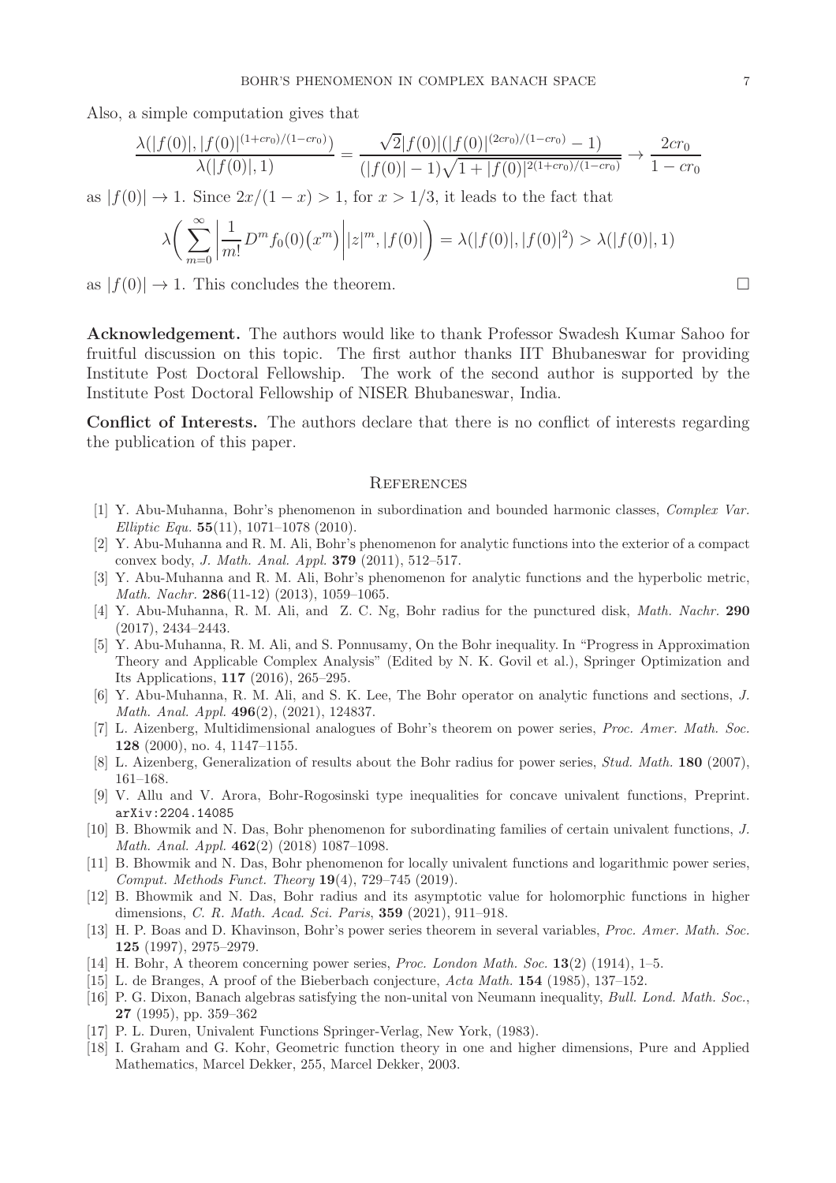Also, a simple computation gives that

$$\frac{\lambda(|f(0)|, |f(0)|^{(1+cr_0)/(1-cr_0)})}{\lambda(|f(0)|, 1)} = \frac{\sqrt{2}|f(0)|(|f(0)|^{(2cr_0)/(1-cr_0)} - 1)}{(|f(0)| - 1)\sqrt{1 + |f(0)|^{2(1+cr_0)/(1-cr_0)}}} \to \frac{2cr_0}{1 - cr_0}$$

as $|f(0)| \to 1$. Since $2x/(1-x) > 1$, for $x > 1/3$, it leads to the fact that

$$\lambda\bigg( \sum_{m=0}^{\infty} \bigg| \frac{1}{m!} D^m f_0(0)\big(x^m\big) \bigg| |z|^m, |f(0)| \bigg) = \lambda(|f(0)|, |f(0)|^2) > \lambda(|f(0)|, 1)$$

as $|f(0)| \to 1$. This concludes the theorem. □

**Acknowledgement.** The authors would like to thank Professor Swadesh Kumar Sahoo for fruitful discussion on this topic. The first author thanks IIT Bhubaneswar for providing Institute Post Doctoral Fellowship. The work of the second author is supported by the Institute Post Doctoral Fellowship of NISER Bhubaneswar, India.

**Conflict of Interests.** The authors declare that there is no conflict of interests regarding the publication of this paper.

## References

[1] Y. Abu-Muhanna, Bohr's phenomenon in subordination and bounded harmonic classes, *Complex Var. Elliptic Equ.* **55**(11), 1071–1078 (2010).

[2] Y. Abu-Muhanna and R. M. Ali, Bohr's phenomenon for analytic functions into the exterior of a compact convex body, *J. Math. Anal. Appl.* **379** (2011), 512–517.

[3] Y. Abu-Muhanna and R. M. Ali, Bohr's phenomenon for analytic functions and the hyperbolic metric, *Math. Nachr.* **286**(11-12) (2013), 1059–1065.

[4] Y. Abu-Muhanna, R. M. Ali, and Z. C. Ng, Bohr radius for the punctured disk, *Math. Nachr.* **290** (2017), 2434–2443.

[5] Y. Abu-Muhanna, R. M. Ali, and S. Ponnusamy, On the Bohr inequality. In "Progress in Approximation Theory and Applicable Complex Analysis" (Edited by N. K. Govil et al.), Springer Optimization and Its Applications, **117** (2016), 265–295.

[6] Y. Abu-Muhanna, R. M. Ali, and S. K. Lee, The Bohr operator on analytic functions and sections, *J. Math. Anal. Appl.* **496**(2), (2021), 124837.

[7] L. Aizenberg, Multidimensional analogues of Bohr's theorem on power series, *Proc. Amer. Math. Soc.* **128** (2000), no. 4, 1147–1155.

[8] L. Aizenberg, Generalization of results about the Bohr radius for power series, *Stud. Math.* **180** (2007), 161–168.

[9] V. Allu and V. Arora, Bohr-Rogosinski type inequalities for concave univalent functions, Preprint. arXiv:2204.14085

[10] B. Bhowmik and N. Das, Bohr phenomenon for subordinating families of certain univalent functions, *J. Math. Anal. Appl.* **462**(2) (2018) 1087–1098.

[11] B. Bhowmik and N. Das, Bohr phenomenon for locally univalent functions and logarithmic power series, *Comput. Methods Funct. Theory* **19**(4), 729–745 (2019).

[12] B. Bhowmik and N. Das, Bohr radius and its asymptotic value for holomorphic functions in higher dimensions, *C. R. Math. Acad. Sci. Paris*, **359** (2021), 911–918.

[13] H. P. Boas and D. Khavinson, Bohr's power series theorem in several variables, *Proc. Amer. Math. Soc.* **125** (1997), 2975–2979.

[14] H. Bohr, A theorem concerning power series, *Proc. London Math. Soc.* **13**(2) (1914), 1–5.

[15] L. de Branges, A proof of the Bieberbach conjecture, *Acta Math.* **154** (1985), 137–152.

[16] P. G. Dixon, Banach algebras satisfying the non-unital von Neumann inequality, *Bull. Lond. Math. Soc.*, **27** (1995), pp. 359–362

[17] P. L. Duren, Univalent Functions Springer-Verlag, New York, (1983).

[18] I. Graham and G. Kohr, Geometric function theory in one and higher dimensions, Pure and Applied Mathematics, Marcel Dekker, 255, Marcel Dekker, 2003.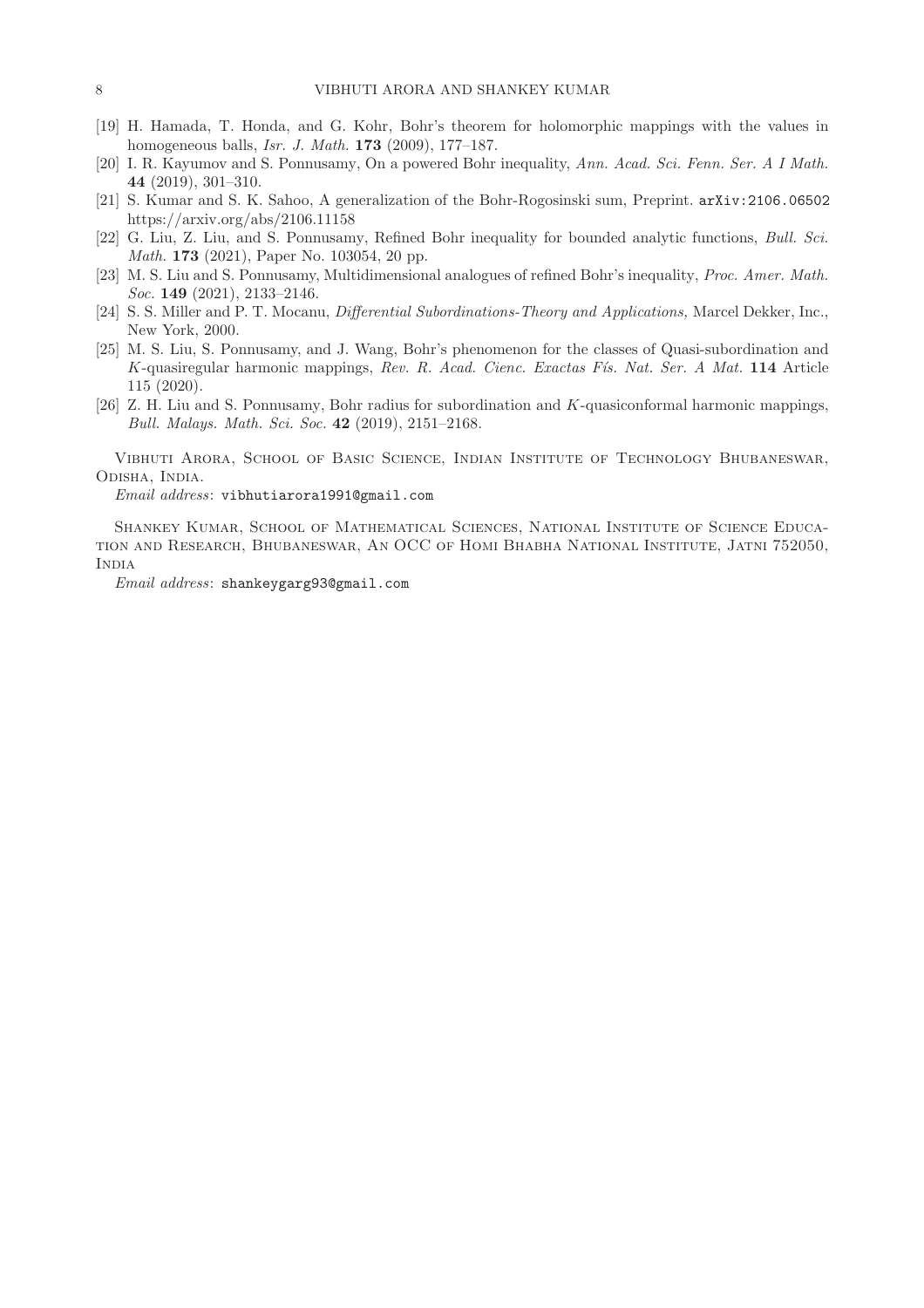[19] H. Hamada, T. Honda, and G. Kohr, Bohr's theorem for holomorphic mappings with the values in homogeneous balls, *Isr. J. Math.* **173** (2009), 177–187.

[20] I. R. Kayumov and S. Ponnusamy, On a powered Bohr inequality, *Ann. Acad. Sci. Fenn. Ser. A I Math.* **44** (2019), 301–310.

[21] S. Kumar and S. K. Sahoo, A generalization of the Bohr-Rogosinski sum, Preprint. `arXiv:2106.06502` https://arxiv.org/abs/2106.11158

[22] G. Liu, Z. Liu, and S. Ponnusamy, Refined Bohr inequality for bounded analytic functions, *Bull. Sci. Math.* **173** (2021), Paper No. 103054, 20 pp.

[23] M. S. Liu and S. Ponnusamy, Multidimensional analogues of refined Bohr's inequality, *Proc. Amer. Math. Soc.* **149** (2021), 2133–2146.

[24] S. S. Miller and P. T. Mocanu, *Differential Subordinations-Theory and Applications,* Marcel Dekker, Inc., New York, 2000.

[25] M. S. Liu, S. Ponnusamy, and J. Wang, Bohr's phenomenon for the classes of Quasi-subordination and $K$-quasiregular harmonic mappings, *Rev. R. Acad. Cienc. Exactas Fís. Nat. Ser. A Mat.* **114** Article 115 (2020).

[26] Z. H. Liu and S. Ponnusamy, Bohr radius for subordination and $K$-quasiconformal harmonic mappings, *Bull. Malays. Math. Sci. Soc.* **42** (2019), 2151–2168.

Vibhuti Arora, School of Basic Science, Indian Institute of Technology Bhubaneswar, Odisha, India.

*Email address*: `vibhutiarora1991@gmail.com`

Shankey Kumar, School of Mathematical Sciences, National Institute of Science Education and Research, Bhubaneswar, An OCC of Homi Bhabha National Institute, Jatni 752050, India

*Email address*: `shankeygarg93@gmail.com`